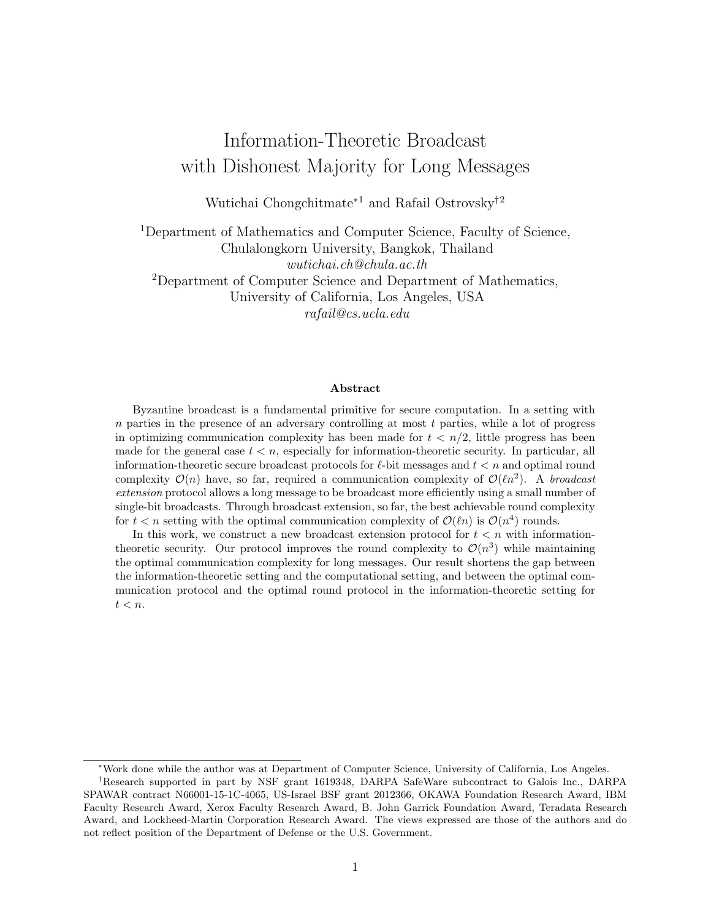# Information-Theoretic Broadcast with Dishonest Majority for Long Messages

Wutichai Chongchitmate*[1] and Rafail Ostrovsky†[2]

[1]Department of Mathematics and Computer Science, Faculty of Science, Chulalongkorn University, Bangkok, Thailand
*wutichai.ch@chula.ac.th*

[2]Department of Computer Science and Department of Mathematics, University of California, Los Angeles, USA
*rafail@cs.ucla.edu*

## Abstract

Byzantine broadcast is a fundamental primitive for secure computation. In a setting with $n$ parties in the presence of an adversary controlling at most $t$ parties, while a lot of progress in optimizing communication complexity has been made for $t < n/2$, little progress has been made for the general case $t < n$, especially for information-theoretic security. In particular, all information-theoretic secure broadcast protocols for $\ell$-bit messages and $t < n$ and optimal round complexity $\mathcal{O}(n)$ have, so far, required a communication complexity of $\mathcal{O}(\ell n^2)$. A *broadcast extension* protocol allows a long message to be broadcast more efficiently using a small number of single-bit broadcasts. Through broadcast extension, so far, the best achievable round complexity for $t < n$ setting with the optimal communication complexity of $\mathcal{O}(\ell n)$ is $\mathcal{O}(n^4)$ rounds.

In this work, we construct a new broadcast extension protocol for $t < n$ with information-theoretic security. Our protocol improves the round complexity to $\mathcal{O}(n^3)$ while maintaining the optimal communication complexity for long messages. Our result shortens the gap between the information-theoretic setting and the computational setting, and between the optimal communication protocol and the optimal round protocol in the information-theoretic setting for $t < n$.

---

*Work done while the author was at Department of Computer Science, University of California, Los Angeles.

†Research supported in part by NSF grant 1619348, DARPA SafeWare subcontract to Galois Inc., DARPA SPAWAR contract N66001-15-1C-4065, US-Israel BSF grant 2012366, OKAWA Foundation Research Award, IBM Faculty Research Award, Xerox Faculty Research Award, B. John Garrick Foundation Award, Teradata Research Award, and Lockheed-Martin Corporation Research Award. The views expressed are those of the authors and do not reflect position of the Department of Defense or the U.S. Government.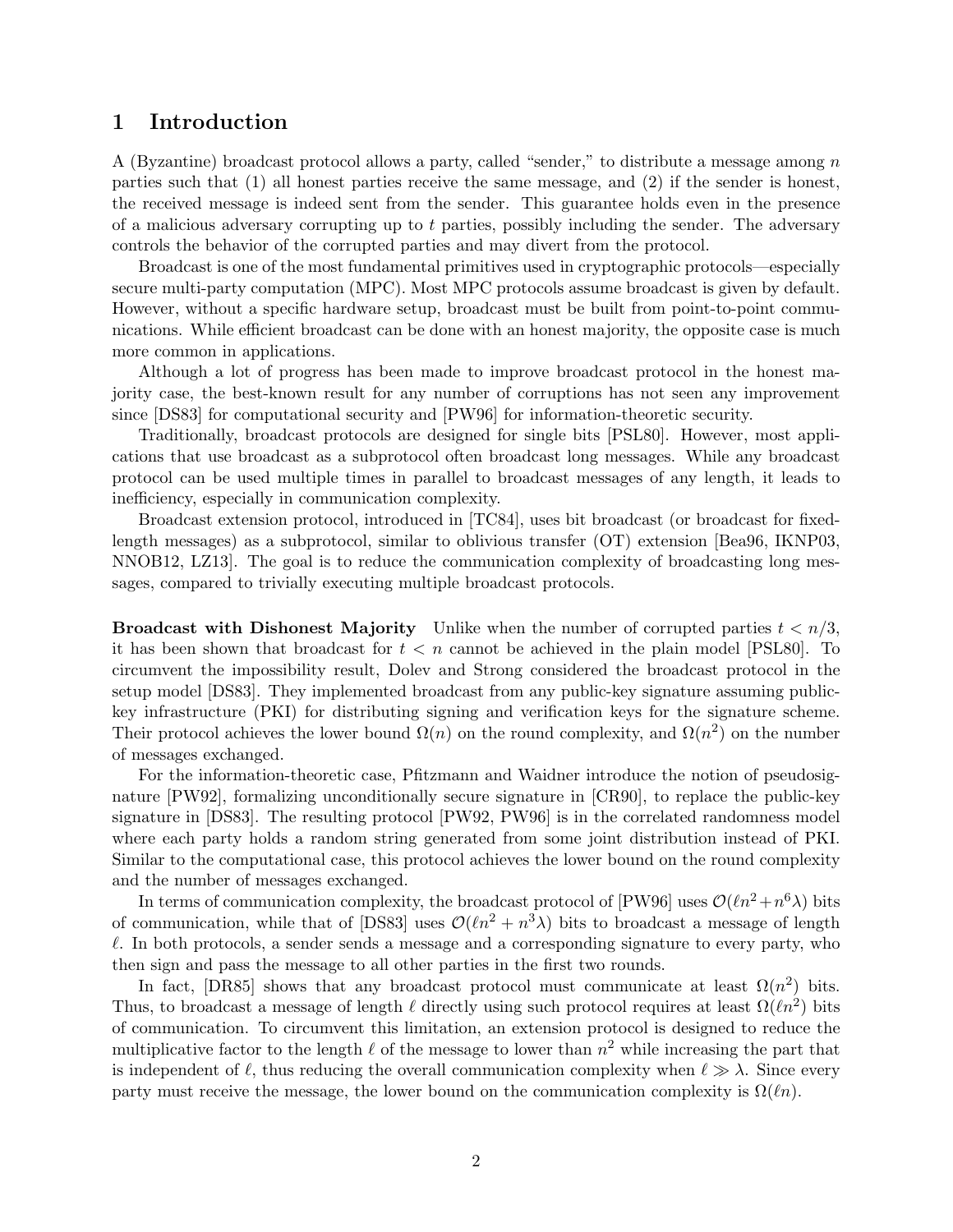# 1 Introduction

A (Byzantine) broadcast protocol allows a party, called "sender," to distribute a message among $n$ parties such that (1) all honest parties receive the same message, and (2) if the sender is honest, the received message is indeed sent from the sender. This guarantee holds even in the presence of a malicious adversary corrupting up to $t$ parties, possibly including the sender. The adversary controls the behavior of the corrupted parties and may divert from the protocol.

Broadcast is one of the most fundamental primitives used in cryptographic protocols—especially secure multi-party computation (MPC). Most MPC protocols assume broadcast is given by default. However, without a specific hardware setup, broadcast must be built from point-to-point communications. While efficient broadcast can be done with an honest majority, the opposite case is much more common in applications.

Although a lot of progress has been made to improve broadcast protocol in the honest majority case, the best-known result for any number of corruptions has not seen any improvement since [DS83] for computational security and [PW96] for information-theoretic security.

Traditionally, broadcast protocols are designed for single bits [PSL80]. However, most applications that use broadcast as a subprotocol often broadcast long messages. While any broadcast protocol can be used multiple times in parallel to broadcast messages of any length, it leads to inefficiency, especially in communication complexity.

Broadcast extension protocol, introduced in [TC84], uses bit broadcast (or broadcast for fixed-length messages) as a subprotocol, similar to oblivious transfer (OT) extension [Bea96, IKNP03, NNOB12, LZ13]. The goal is to reduce the communication complexity of broadcasting long messages, compared to trivially executing multiple broadcast protocols.

**Broadcast with Dishonest Majority** Unlike when the number of corrupted parties $t < n/3$, it has been shown that broadcast for $t < n$ cannot be achieved in the plain model [PSL80]. To circumvent the impossibility result, Dolev and Strong considered the broadcast protocol in the setup model [DS83]. They implemented broadcast from any public-key signature assuming public-key infrastructure (PKI) for distributing signing and verification keys for the signature scheme. Their protocol achieves the lower bound $\Omega(n)$ on the round complexity, and $\Omega(n^2)$ on the number of messages exchanged.

For the information-theoretic case, Pfitzmann and Waidner introduce the notion of pseudosignature [PW92], formalizing unconditionally secure signature in [CR90], to replace the public-key signature in [DS83]. The resulting protocol [PW92, PW96] is in the correlated randomness model where each party holds a random string generated from some joint distribution instead of PKI. Similar to the computational case, this protocol achieves the lower bound on the round complexity and the number of messages exchanged.

In terms of communication complexity, the broadcast protocol of [PW96] uses $\mathcal{O}(\ell n^2 + n^6 \lambda)$ bits of communication, while that of [DS83] uses $\mathcal{O}(\ell n^2 + n^3 \lambda)$ bits to broadcast a message of length $\ell$. In both protocols, a sender sends a message and a corresponding signature to every party, who then sign and pass the message to all other parties in the first two rounds.

In fact, [DR85] shows that any broadcast protocol must communicate at least $\Omega(n^2)$ bits. Thus, to broadcast a message of length $\ell$ directly using such protocol requires at least $\Omega(\ell n^2)$ bits of communication. To circumvent this limitation, an extension protocol is designed to reduce the multiplicative factor to the length $\ell$ of the message to lower than $n^2$ while increasing the part that is independent of $\ell$, thus reducing the overall communication complexity when $\ell \gg \lambda$. Since every party must receive the message, the lower bound on the communication complexity is $\Omega(\ell n)$.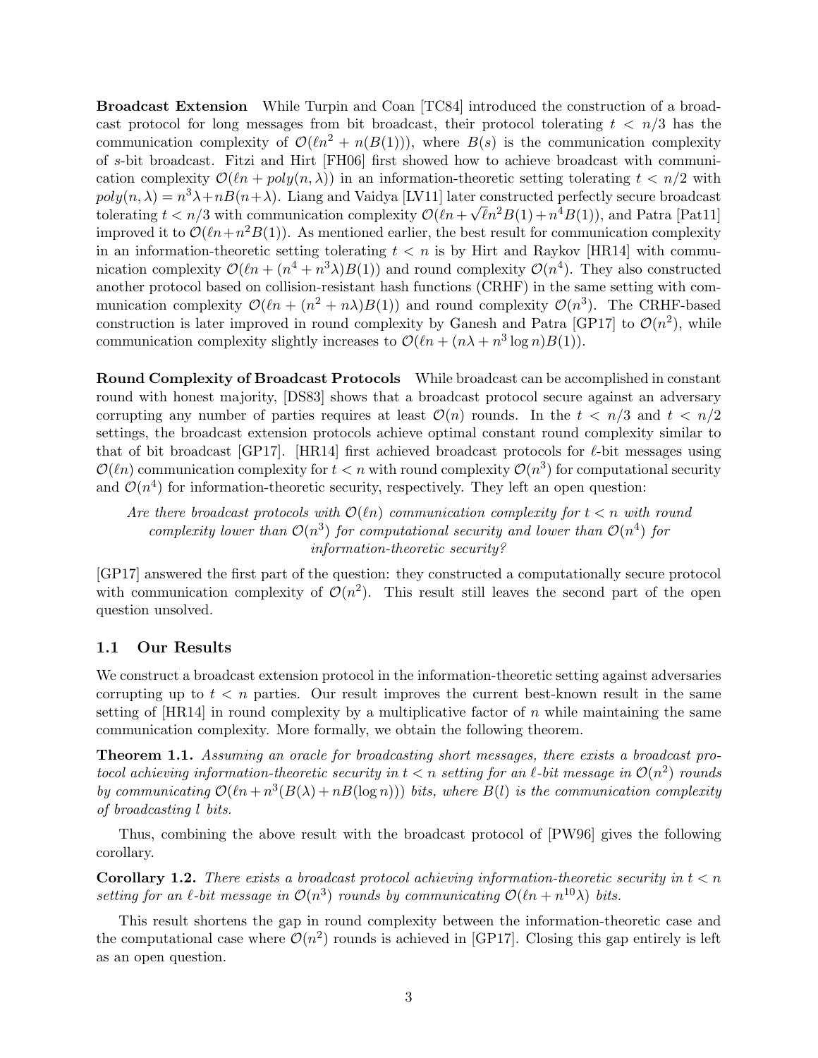**Broadcast Extension** While Turpin and Coan [TC84] introduced the construction of a broadcast protocol for long messages from bit broadcast, their protocol tolerating $t < n/3$ has the communication complexity of $\mathcal{O}(\ell n^2 + n(B(1)))$, where $B(s)$ is the communication complexity of $s$-bit broadcast. Fitzi and Hirt [FH06] first showed how to achieve broadcast with communication complexity $\mathcal{O}(\ell n + poly(n, \lambda))$ in an information-theoretic setting tolerating $t < n/2$ with $poly(n, \lambda) = n^3\lambda + nB(n+\lambda)$. Liang and Vaidya [LV11] later constructed perfectly secure broadcast tolerating $t < n/3$ with communication complexity $\mathcal{O}(\ell n + \sqrt{\ell} n^2 B(1) + n^4 B(1))$, and Patra [Pat11] improved it to $\mathcal{O}(\ell n + n^2 B(1))$. As mentioned earlier, the best result for communication complexity in an information-theoretic setting tolerating $t < n$ is by Hirt and Raykov [HR14] with communication complexity $\mathcal{O}(\ell n + (n^4 + n^3\lambda)B(1))$ and round complexity $\mathcal{O}(n^4)$. They also constructed another protocol based on collision-resistant hash functions (CRHF) in the same setting with communication complexity $\mathcal{O}(\ell n + (n^2 + n\lambda)B(1))$ and round complexity $\mathcal{O}(n^3)$. The CRHF-based construction is later improved in round complexity by Ganesh and Patra [GP17] to $\mathcal{O}(n^2)$, while communication complexity slightly increases to $\mathcal{O}(\ell n + (n\lambda + n^3 \log n)B(1))$.

**Round Complexity of Broadcast Protocols** While broadcast can be accomplished in constant round with honest majority, [DS83] shows that a broadcast protocol secure against an adversary corrupting any number of parties requires at least $\mathcal{O}(n)$ rounds. In the $t < n/3$ and $t < n/2$ settings, the broadcast extension protocols achieve optimal constant round complexity similar to that of bit broadcast [GP17]. [HR14] first achieved broadcast protocols for $\ell$-bit messages using $\mathcal{O}(\ell n)$ communication complexity for $t < n$ with round complexity $\mathcal{O}(n^3)$ for computational security and $\mathcal{O}(n^4)$ for information-theoretic security, respectively. They left an open question:

*Are there broadcast protocols with $\mathcal{O}(\ell n)$ communication complexity for $t < n$ with round complexity lower than $\mathcal{O}(n^3)$ for computational security and lower than $\mathcal{O}(n^4)$ for information-theoretic security?*

[GP17] answered the first part of the question: they constructed a computationally secure protocol with communication complexity of $\mathcal{O}(n^2)$. This result still leaves the second part of the open question unsolved.

## 1.1 Our Results

We construct a broadcast extension protocol in the information-theoretic setting against adversaries corrupting up to $t < n$ parties. Our result improves the current best-known result in the same setting of [HR14] in round complexity by a multiplicative factor of $n$ while maintaining the same communication complexity. More formally, we obtain the following theorem.

**Theorem 1.1.** *Assuming an oracle for broadcasting short messages, there exists a broadcast protocol achieving information-theoretic security in $t < n$ setting for an $\ell$-bit message in $\mathcal{O}(n^2)$ rounds by communicating $\mathcal{O}(\ell n + n^3(B(\lambda) + nB(\log n)))$ bits, where $B(l)$ is the communication complexity of broadcasting $l$ bits.*

Thus, combining the above result with the broadcast protocol of [PW96] gives the following corollary.

**Corollary 1.2.** *There exists a broadcast protocol achieving information-theoretic security in $t < n$ setting for an $\ell$-bit message in $\mathcal{O}(n^3)$ rounds by communicating $\mathcal{O}(\ell n + n^{10}\lambda)$ bits.*

This result shortens the gap in round complexity between the information-theoretic case and the computational case where $\mathcal{O}(n^2)$ rounds is achieved in [GP17]. Closing this gap entirely is left as an open question.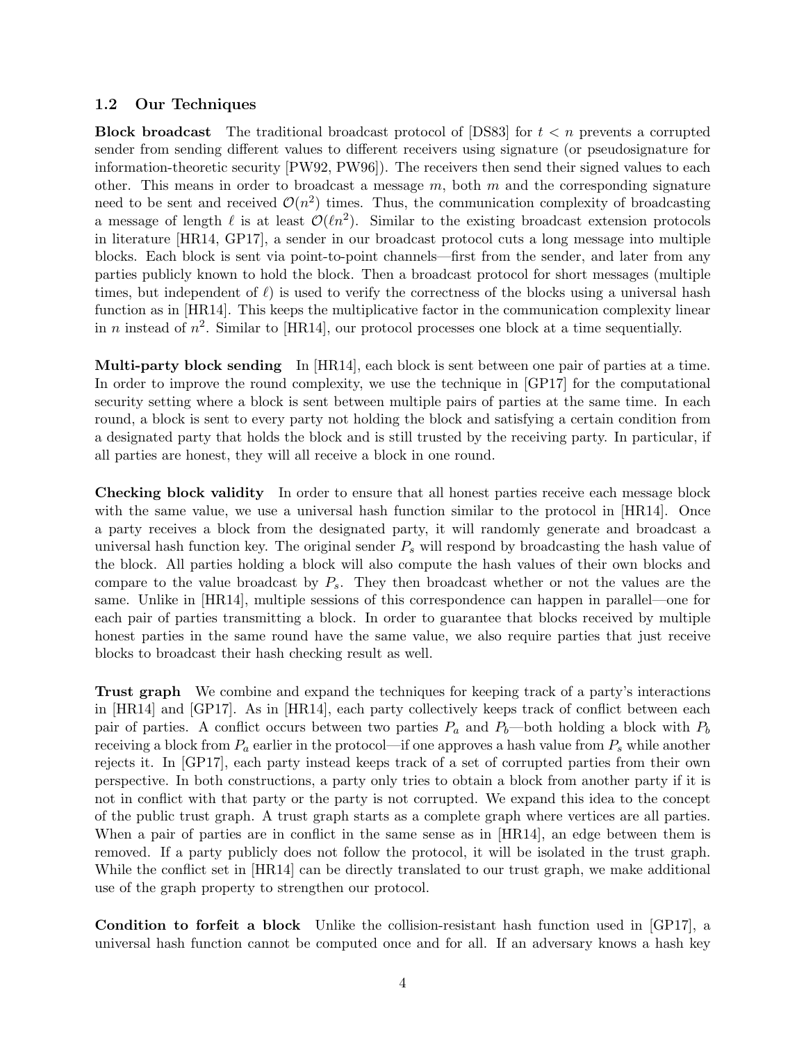## 1.2 Our Techniques

**Block broadcast** The traditional broadcast protocol of [DS83] for $t < n$ prevents a corrupted sender from sending different values to different receivers using signature (or pseudosignature for information-theoretic security [PW92, PW96]). The receivers then send their signed values to each other. This means in order to broadcast a message $m$, both $m$ and the corresponding signature need to be sent and received $\mathcal{O}(n^2)$ times. Thus, the communication complexity of broadcasting a message of length $\ell$ is at least $\mathcal{O}(\ell n^2)$. Similar to the existing broadcast extension protocols in literature [HR14, GP17], a sender in our broadcast protocol cuts a long message into multiple blocks. Each block is sent via point-to-point channels—first from the sender, and later from any parties publicly known to hold the block. Then a broadcast protocol for short messages (multiple times, but independent of $\ell$) is used to verify the correctness of the blocks using a universal hash function as in [HR14]. This keeps the multiplicative factor in the communication complexity linear in $n$ instead of $n^2$. Similar to [HR14], our protocol processes one block at a time sequentially.

**Multi-party block sending** In [HR14], each block is sent between one pair of parties at a time. In order to improve the round complexity, we use the technique in [GP17] for the computational security setting where a block is sent between multiple pairs of parties at the same time. In each round, a block is sent to every party not holding the block and satisfying a certain condition from a designated party that holds the block and is still trusted by the receiving party. In particular, if all parties are honest, they will all receive a block in one round.

**Checking block validity** In order to ensure that all honest parties receive each message block with the same value, we use a universal hash function similar to the protocol in [HR14]. Once a party receives a block from the designated party, it will randomly generate and broadcast a universal hash function key. The original sender $P_s$ will respond by broadcasting the hash value of the block. All parties holding a block will also compute the hash values of their own blocks and compare to the value broadcast by $P_s$. They then broadcast whether or not the values are the same. Unlike in [HR14], multiple sessions of this correspondence can happen in parallel—one for each pair of parties transmitting a block. In order to guarantee that blocks received by multiple honest parties in the same round have the same value, we also require parties that just receive blocks to broadcast their hash checking result as well.

**Trust graph** We combine and expand the techniques for keeping track of a party's interactions in [HR14] and [GP17]. As in [HR14], each party collectively keeps track of conflict between each pair of parties. A conflict occurs between two parties $P_a$ and $P_b$—both holding a block with $P_b$ receiving a block from $P_a$ earlier in the protocol—if one approves a hash value from $P_s$ while another rejects it. In [GP17], each party instead keeps track of a set of corrupted parties from their own perspective. In both constructions, a party only tries to obtain a block from another party if it is not in conflict with that party or the party is not corrupted. We expand this idea to the concept of the public trust graph. A trust graph starts as a complete graph where vertices are all parties. When a pair of parties are in conflict in the same sense as in [HR14], an edge between them is removed. If a party publicly does not follow the protocol, it will be isolated in the trust graph. While the conflict set in [HR14] can be directly translated to our trust graph, we make additional use of the graph property to strengthen our protocol.

**Condition to forfeit a block** Unlike the collision-resistant hash function used in [GP17], a universal hash function cannot be computed once and for all. If an adversary knows a hash key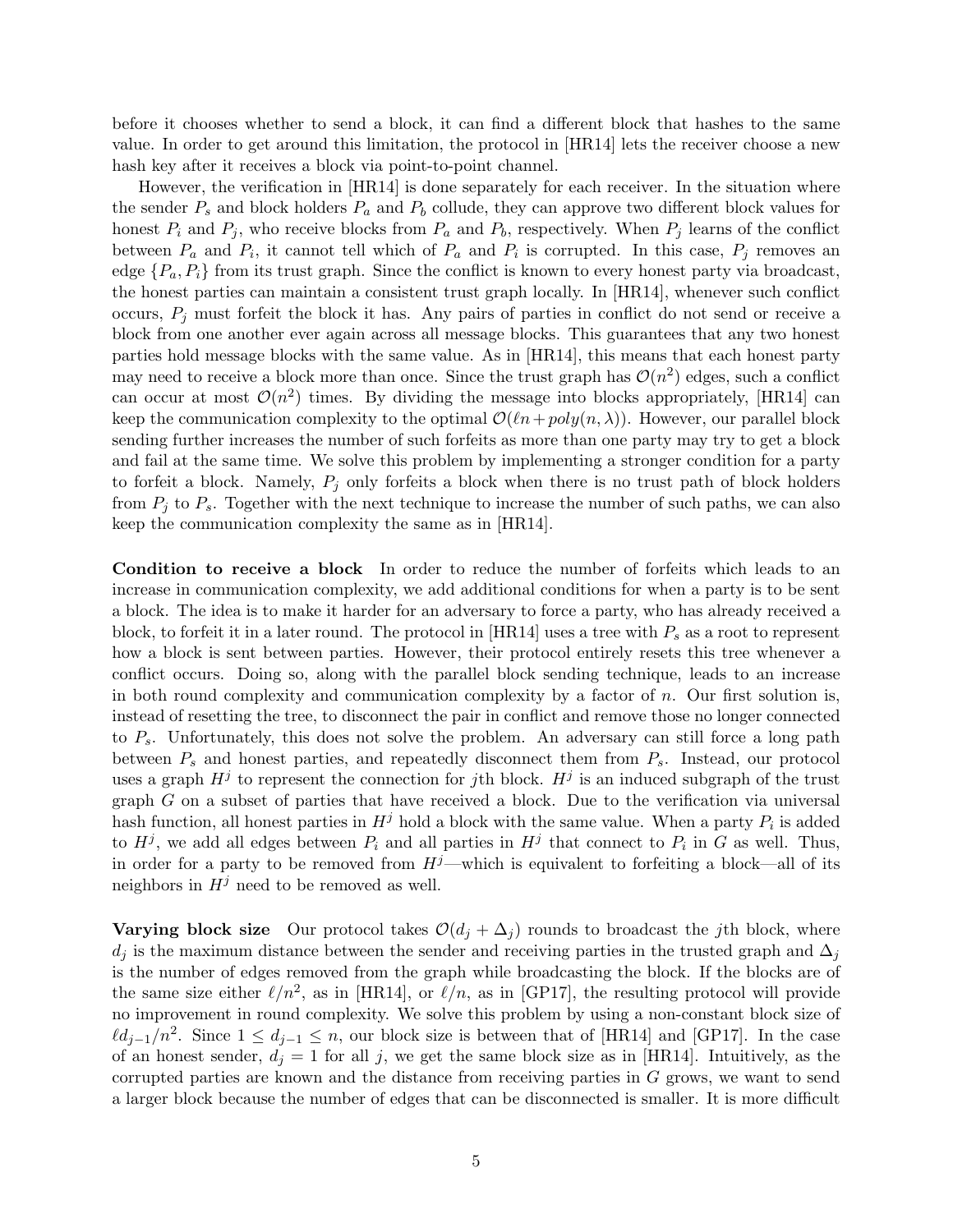before it chooses whether to send a block, it can find a different block that hashes to the same value. In order to get around this limitation, the protocol in [HR14] lets the receiver choose a new hash key after it receives a block via point-to-point channel.

However, the verification in [HR14] is done separately for each receiver. In the situation where the sender $P_s$ and block holders $P_a$ and $P_b$ collude, they can approve two different block values for honest $P_i$ and $P_j$, who receive blocks from $P_a$ and $P_b$, respectively. When $P_j$ learns of the conflict between $P_a$ and $P_i$, it cannot tell which of $P_a$ and $P_i$ is corrupted. In this case, $P_j$ removes an edge $\{P_a, P_i\}$ from its trust graph. Since the conflict is known to every honest party via broadcast, the honest parties can maintain a consistent trust graph locally. In [HR14], whenever such conflict occurs, $P_j$ must forfeit the block it has. Any pairs of parties in conflict do not send or receive a block from one another ever again across all message blocks. This guarantees that any two honest parties hold message blocks with the same value. As in [HR14], this means that each honest party may need to receive a block more than once. Since the trust graph has $\mathcal{O}(n^2)$ edges, such a conflict can occur at most $\mathcal{O}(n^2)$ times. By dividing the message into blocks appropriately, [HR14] can keep the communication complexity to the optimal $\mathcal{O}(\ell n + poly(n, \lambda))$. However, our parallel block sending further increases the number of such forfeits as more than one party may try to get a block and fail at the same time. We solve this problem by implementing a stronger condition for a party to forfeit a block. Namely, $P_j$ only forfeits a block when there is no trust path of block holders from $P_j$ to $P_s$. Together with the next technique to increase the number of such paths, we can also keep the communication complexity the same as in [HR14].

**Condition to receive a block** In order to reduce the number of forfeits which leads to an increase in communication complexity, we add additional conditions for when a party is to be sent a block. The idea is to make it harder for an adversary to force a party, who has already received a block, to forfeit it in a later round. The protocol in [HR14] uses a tree with $P_s$ as a root to represent how a block is sent between parties. However, their protocol entirely resets this tree whenever a conflict occurs. Doing so, along with the parallel block sending technique, leads to an increase in both round complexity and communication complexity by a factor of $n$. Our first solution is, instead of resetting the tree, to disconnect the pair in conflict and remove those no longer connected to $P_s$. Unfortunately, this does not solve the problem. An adversary can still force a long path between $P_s$ and honest parties, and repeatedly disconnect them from $P_s$. Instead, our protocol uses a graph $H^j$ to represent the connection for $j$th block. $H^j$ is an induced subgraph of the trust graph $G$ on a subset of parties that have received a block. Due to the verification via universal hash function, all honest parties in $H^j$ hold a block with the same value. When a party $P_i$ is added to $H^j$, we add all edges between $P_i$ and all parties in $H^j$ that connect to $P_i$ in $G$ as well. Thus, in order for a party to be removed from $H^j$—which is equivalent to forfeiting a block—all of its neighbors in $H^j$ need to be removed as well.

**Varying block size** Our protocol takes $\mathcal{O}(d_j + \Delta_j)$ rounds to broadcast the $j$th block, where $d_j$ is the maximum distance between the sender and receiving parties in the trusted graph and $\Delta_j$ is the number of edges removed from the graph while broadcasting the block. If the blocks are of the same size either $\ell/n^2$, as in [HR14], or $\ell/n$, as in [GP17], the resulting protocol will provide no improvement in round complexity. We solve this problem by using a non-constant block size of $\ell d_{j-1}/n^2$. Since $1 \leq d_{j-1} \leq n$, our block size is between that of [HR14] and [GP17]. In the case of an honest sender, $d_j = 1$ for all $j$, we get the same block size as in [HR14]. Intuitively, as the corrupted parties are known and the distance from receiving parties in $G$ grows, we want to send a larger block because the number of edges that can be disconnected is smaller. It is more difficult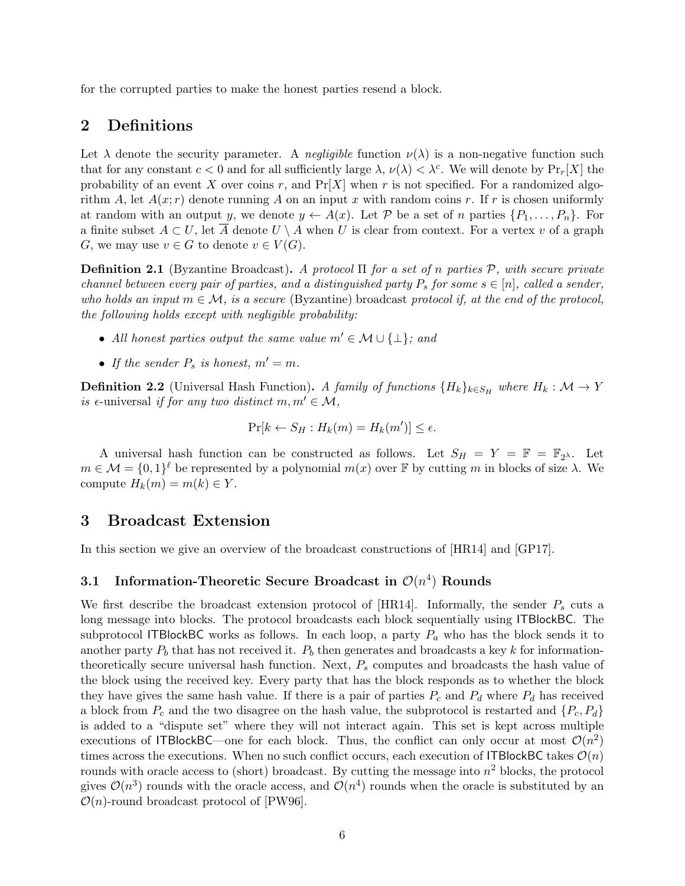for the corrupted parties to make the honest parties resend a block.

## 2 Definitions

Let $\lambda$ denote the security parameter. A *negligible* function $\nu(\lambda)$ is a non-negative function such that for any constant $c < 0$ and for all sufficiently large $\lambda$, $\nu(\lambda) < \lambda^c$. We will denote by $\Pr_r[X]$ the probability of an event $X$ over coins $r$, and $\Pr[X]$ when $r$ is not specified. For a randomized algorithm $A$, let $A(x; r)$ denote running $A$ on an input $x$ with random coins $r$. If $r$ is chosen uniformly at random with an output $y$, we denote $y \leftarrow A(x)$. Let $\mathcal{P}$ be a set of $n$ parties $\{P_1, \ldots, P_n\}$. For a finite subset $A \subset U$, let $\overline{A}$ denote $U \setminus A$ when $U$ is clear from context. For a vertex $v$ of a graph $G$, we may use $v \in G$ to denote $v \in V(G)$.

**Definition 2.1** (Byzantine Broadcast)**.** *A protocol $\Pi$ for a set of $n$ parties $\mathcal{P}$, with secure private channel between every pair of parties, and a distinguished party $P_s$ for some $s \in [n]$, called a sender, who holds an input $m \in \mathcal{M}$, is a secure* (Byzantine) broadcast *protocol if, at the end of the protocol, the following holds except with negligible probability:*

- *All honest parties output the same value $m' \in \mathcal{M} \cup \{\perp\}$; and*
- *If the sender $P_s$ is honest, $m' = m$.*

**Definition 2.2** (Universal Hash Function)**.** *A family of functions $\{H_k\}_{k \in S_H}$ where $H_k : \mathcal{M} \to Y$ is $\epsilon$-universal if for any two distinct $m, m' \in \mathcal{M}$,*

$$\Pr[k \leftarrow S_H : H_k(m) = H_k(m')] \leq \epsilon.$$

A universal hash function can be constructed as follows. Let $S_H = Y = \mathbb{F} = \mathbb{F}_{2^\lambda}$. Let $m \in \mathcal{M} = \{0,1\}^\ell$ be represented by a polynomial $m(x)$ over $\mathbb{F}$ by cutting $m$ in blocks of size $\lambda$. We compute $H_k(m) = m(k) \in Y$.

## 3 Broadcast Extension

In this section we give an overview of the broadcast constructions of [HR14] and [GP17].

### 3.1 Information-Theoretic Secure Broadcast in $\mathcal{O}(n^4)$ Rounds

We first describe the broadcast extension protocol of [HR14]. Informally, the sender $P_s$ cuts a long message into blocks. The protocol broadcasts each block sequentially using ITBlockBC. The subprotocol ITBlockBC works as follows. In each loop, a party $P_a$ who has the block sends it to another party $P_b$ that has not received it. $P_b$ then generates and broadcasts a key $k$ for information-theoretically secure universal hash function. Next, $P_s$ computes and broadcasts the hash value of the block using the received key. Every party that has the block responds as to whether the block they have gives the same hash value. If there is a pair of parties $P_c$ and $P_d$ where $P_d$ has received a block from $P_c$ and the two disagree on the hash value, the subprotocol is restarted and $\{P_c, P_d\}$ is added to a "dispute set" where they will not interact again. This set is kept across multiple executions of ITBlockBC—one for each block. Thus, the conflict can only occur at most $\mathcal{O}(n^2)$ times across the executions. When no such conflict occurs, each execution of ITBlockBC takes $\mathcal{O}(n)$ rounds with oracle access to (short) broadcast. By cutting the message into $n^2$ blocks, the protocol gives $\mathcal{O}(n^3)$ rounds with the oracle access, and $\mathcal{O}(n^4)$ rounds when the oracle is substituted by an $\mathcal{O}(n)$-round broadcast protocol of [PW96].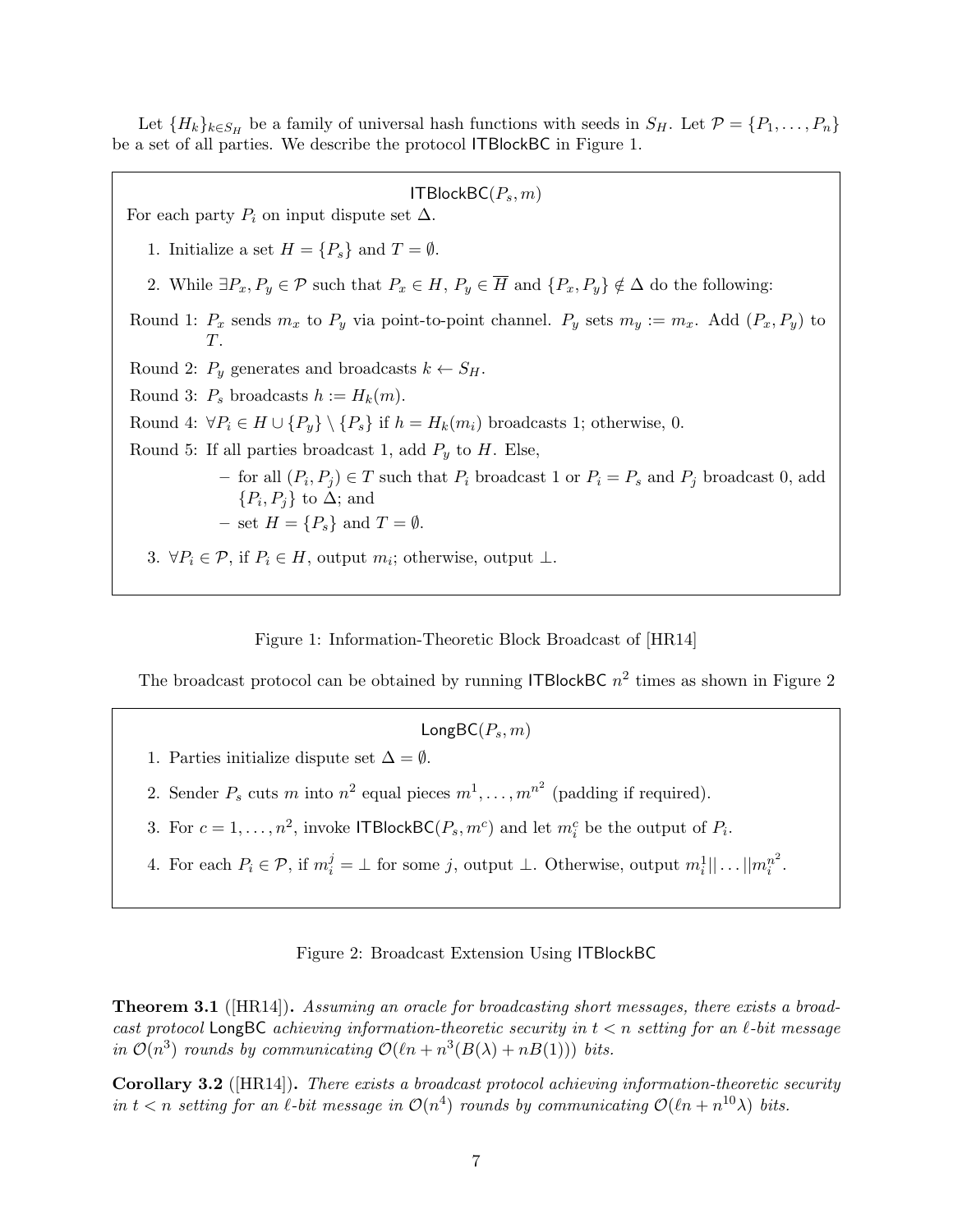Let $\{H_k\}_{k \in S_H}$ be a family of universal hash functions with seeds in $S_H$. Let $\mathcal{P} = \{P_1, \ldots, P_n\}$ be a set of all parties. We describe the protocol ITBlockBC in Figure 1.

---

**$\mathsf{ITBlockBC}(P_s, m)$**

For each party $P_i$ on input dispute set $\Delta$.

1. Initialize a set $H = \{P_s\}$ and $T = \emptyset$.
2. While $\exists P_x, P_y \in \mathcal{P}$ such that $P_x \in H$, $P_y \in \overline{H}$ and $\{P_x, P_y\} \notin \Delta$ do the following:

Round 1: $P_x$ sends $m_x$ to $P_y$ via point-to-point channel. $P_y$ sets $m_y := m_x$. Add $(P_x, P_y)$ to $T$.

Round 2: $P_y$ generates and broadcasts $k \leftarrow S_H$.

Round 3: $P_s$ broadcasts $h := H_k(m)$.

Round 4: $\forall P_i \in H \cup \{P_y\} \setminus \{P_s\}$ if $h = H_k(m_i)$ broadcasts 1; otherwise, 0.

Round 5: If all parties broadcast 1, add $P_y$ to $H$. Else,

- for all $(P_i, P_j) \in T$ such that $P_i$ broadcast 1 or $P_i = P_s$ and $P_j$ broadcast 0, add $\{P_i, P_j\}$ to $\Delta$; and
- set $H = \{P_s\}$ and $T = \emptyset$.

3. $\forall P_i \in \mathcal{P}$, if $P_i \in H$, output $m_i$; otherwise, output $\perp$.

---

Figure 1: Information-Theoretic Block Broadcast of [HR14]

The broadcast protocol can be obtained by running ITBlockBC $n^2$ times as shown in Figure 2

---

**$\mathsf{LongBC}(P_s, m)$**

1. Parties initialize dispute set $\Delta = \emptyset$.
2. Sender $P_s$ cuts $m$ into $n^2$ equal pieces $m^1, \ldots, m^{n^2}$ (padding if required).
3. For $c = 1, \ldots, n^2$, invoke $\mathsf{ITBlockBC}(P_s, m^c)$ and let $m_i^c$ be the output of $P_i$.
4. For each $P_i \in \mathcal{P}$, if $m_i^j = \perp$ for some $j$, output $\perp$. Otherwise, output $m_i^1 || \ldots || m_i^{n^2}$.

---

Figure 2: Broadcast Extension Using ITBlockBC

**Theorem 3.1** ([HR14])**.** *Assuming an oracle for broadcasting short messages, there exists a broadcast protocol* LongBC *achieving information-theoretic security in $t < n$ setting for an $\ell$-bit message in $\mathcal{O}(n^3)$ rounds by communicating $\mathcal{O}(\ell n + n^3(B(\lambda) + nB(1)))$ bits.*

**Corollary 3.2** ([HR14])**.** *There exists a broadcast protocol achieving information-theoretic security in $t < n$ setting for an $\ell$-bit message in $\mathcal{O}(n^4)$ rounds by communicating $\mathcal{O}(\ell n + n^{10}\lambda)$ bits.*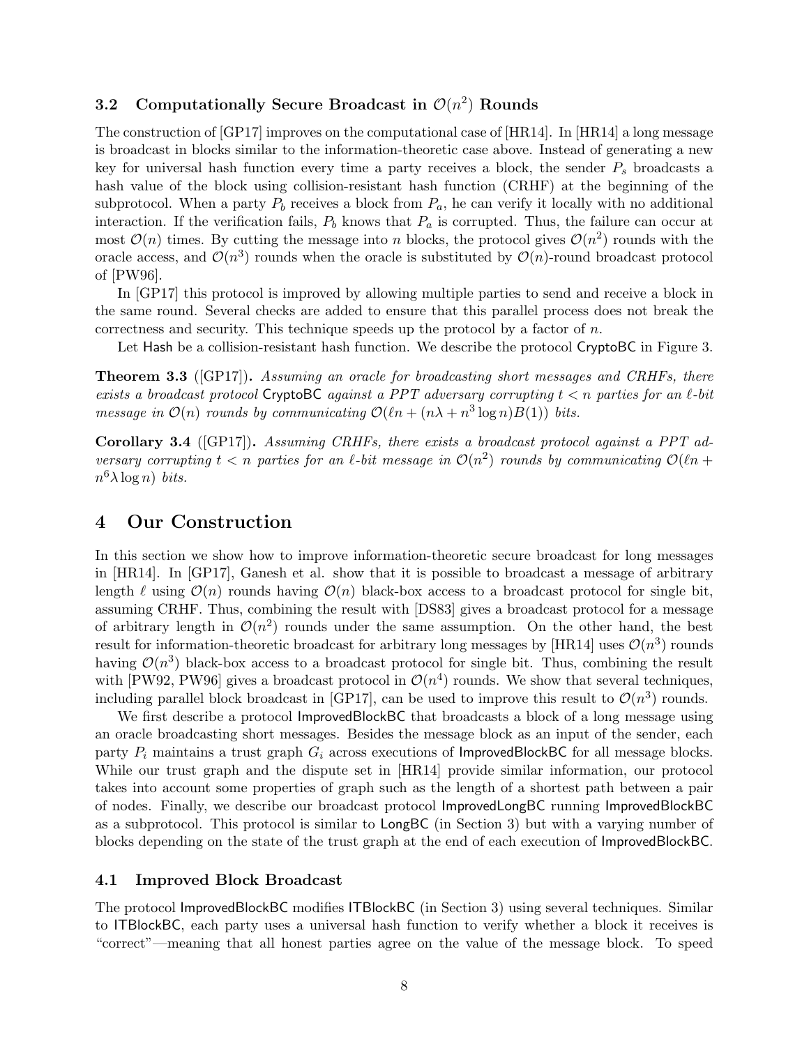### 3.2 Computationally Secure Broadcast in $\mathcal{O}(n^2)$ Rounds

The construction of [GP17] improves on the computational case of [HR14]. In [HR14] a long message is broadcast in blocks similar to the information-theoretic case above. Instead of generating a new key for universal hash function every time a party receives a block, the sender $P_s$ broadcasts a hash value of the block using collision-resistant hash function (CRHF) at the beginning of the subprotocol. When a party $P_b$ receives a block from $P_a$, he can verify it locally with no additional interaction. If the verification fails, $P_b$ knows that $P_a$ is corrupted. Thus, the failure can occur at most $\mathcal{O}(n)$ times. By cutting the message into $n$ blocks, the protocol gives $\mathcal{O}(n^2)$ rounds with the oracle access, and $\mathcal{O}(n^3)$ rounds when the oracle is substituted by $\mathcal{O}(n)$-round broadcast protocol of [PW96].

In [GP17] this protocol is improved by allowing multiple parties to send and receive a block in the same round. Several checks are added to ensure that this parallel process does not break the correctness and security. This technique speeds up the protocol by a factor of $n$.

Let Hash be a collision-resistant hash function. We describe the protocol CryptoBC in Figure 3.

**Theorem 3.3** ([GP17])**.** *Assuming an oracle for broadcasting short messages and CRHFs, there exists a broadcast protocol* CryptoBC *against a PPT adversary corrupting $t < n$ parties for an $\ell$-bit message in $\mathcal{O}(n)$ rounds by communicating $\mathcal{O}(\ell n + (n\lambda + n^3 \log n)B(1))$ bits.*

**Corollary 3.4** ([GP17])**.** *Assuming CRHFs, there exists a broadcast protocol against a PPT adversary corrupting $t < n$ parties for an $\ell$-bit message in $\mathcal{O}(n^2)$ rounds by communicating $\mathcal{O}(\ell n + n^6 \lambda \log n)$ bits.*

# 4 Our Construction

In this section we show how to improve information-theoretic secure broadcast for long messages in [HR14]. In [GP17], Ganesh et al. show that it is possible to broadcast a message of arbitrary length $\ell$ using $\mathcal{O}(n)$ rounds having $\mathcal{O}(n)$ black-box access to a broadcast protocol for single bit, assuming CRHF. Thus, combining the result with [DS83] gives a broadcast protocol for a message of arbitrary length in $\mathcal{O}(n^2)$ rounds under the same assumption. On the other hand, the best result for information-theoretic broadcast for arbitrary long messages by [HR14] uses $\mathcal{O}(n^3)$ rounds having $\mathcal{O}(n^3)$ black-box access to a broadcast protocol for single bit. Thus, combining the result with [PW92, PW96] gives a broadcast protocol in $\mathcal{O}(n^4)$ rounds. We show that several techniques, including parallel block broadcast in [GP17], can be used to improve this result to $\mathcal{O}(n^3)$ rounds.

We first describe a protocol ImprovedBlockBC that broadcasts a block of a long message using an oracle broadcasting short messages. Besides the message block as an input of the sender, each party $P_i$ maintains a trust graph $G_i$ across executions of ImprovedBlockBC for all message blocks. While our trust graph and the dispute set in [HR14] provide similar information, our protocol takes into account some properties of graph such as the length of a shortest path between a pair of nodes. Finally, we describe our broadcast protocol ImprovedLongBC running ImprovedBlockBC as a subprotocol. This protocol is similar to LongBC (in Section 3) but with a varying number of blocks depending on the state of the trust graph at the end of each execution of ImprovedBlockBC.

### 4.1 Improved Block Broadcast

The protocol ImprovedBlockBC modifies ITBlockBC (in Section 3) using several techniques. Similar to ITBlockBC, each party uses a universal hash function to verify whether a block it receives is "correct"—meaning that all honest parties agree on the value of the message block. To speed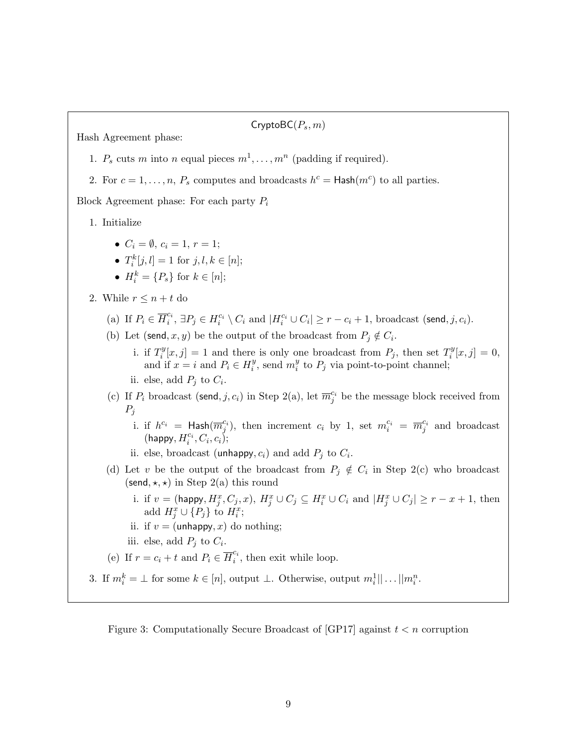**$\mathsf{CryptoBC}(P_s, m)$**

Hash Agreement phase:

1. $P_s$ cuts $m$ into $n$ equal pieces $m^1, \ldots, m^n$ (padding if required).
2. For $c = 1, \ldots, n$, $P_s$ computes and broadcasts $h^c = \mathsf{Hash}(m^c)$ to all parties.

Block Agreement phase: For each party $P_i$

1. Initialize
   - $C_i = \emptyset$, $c_i = 1$, $r = 1$;
   - $T_i^k[j, l] = 1$ for $j, l, k \in [n]$;
   - $H_i^k = \{P_s\}$ for $k \in [n]$;
2. While $r \leq n + t$ do
   (a) If $P_i \in \overline{H}_i^{c_i}$, $\exists P_j \in H_i^{c_i} \setminus C_i$ and $|H_i^{c_i} \cup C_i| \geq r - c_i + 1$, broadcast $(\mathsf{send}, j, c_i)$.
   (b) Let $(\mathsf{send}, x, y)$ be the output of the broadcast from $P_j \notin C_i$.
      i. if $T_i^y[x, j] = 1$ and there is only one broadcast from $P_j$, then set $T_i^y[x, j] = 0$, and if $x = i$ and $P_i \in H_i^y$, send $m_i^y$ to $P_j$ via point-to-point channel;
      ii. else, add $P_j$ to $C_i$.
   (c) If $P_i$ broadcast $(\mathsf{send}, j, c_i)$ in Step 2(a), let $\overline{m}_j^{c_i}$ be the message block received from $P_j$
      i. if $h^{c_i} = \mathsf{Hash}(\overline{m}_j^{c_i})$, then increment $c_i$ by 1, set $m_i^{c_i} = \overline{m}_j^{c_i}$ and broadcast $(\mathsf{happy}, H_i^{c_i}, C_i, c_i)$;
      ii. else, broadcast $(\mathsf{unhappy}, c_i)$ and add $P_j$ to $C_i$.
   (d) Let $v$ be the output of the broadcast from $P_j \notin C_i$ in Step 2(c) who broadcast $(\mathsf{send}, \star, \star)$ in Step 2(a) this round
      i. if $v = (\mathsf{happy}, H_j^x, C_j, x)$, $H_j^x \cup C_j \subseteq H_i^x \cup C_i$ and $|H_j^x \cup C_j| \geq r - x + 1$, then add $H_j^x \cup \{P_j\}$ to $H_i^x$;
      ii. if $v = (\mathsf{unhappy}, x)$ do nothing;
      iii. else, add $P_j$ to $C_i$.
   (e) If $r = c_i + t$ and $P_i \in \overline{H}_i^{c_i}$, then exit while loop.
3. If $m_i^k = \perp$ for some $k \in [n]$, output $\perp$. Otherwise, output $m_i^1 || \ldots || m_i^n$.

Figure 3: Computationally Secure Broadcast of [GP17] against $t < n$ corruption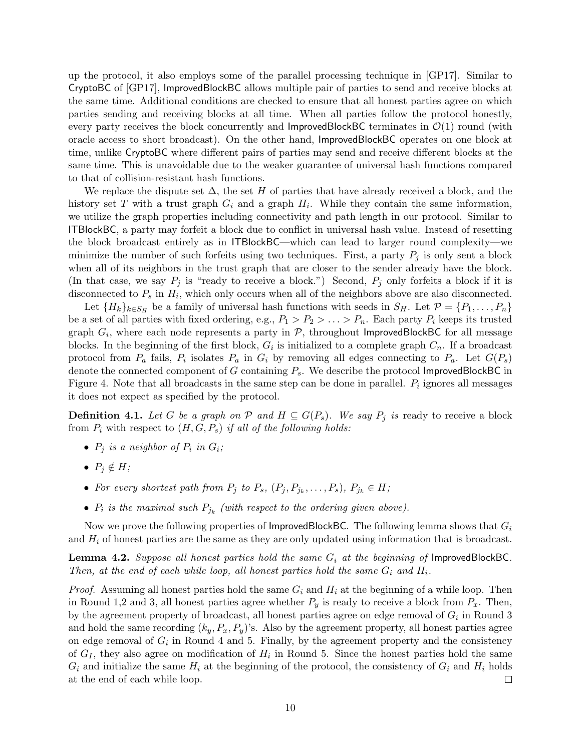up the protocol, it also employs some of the parallel processing technique in [GP17]. Similar to CryptoBC of [GP17], ImprovedBlockBC allows multiple pair of parties to send and receive blocks at the same time. Additional conditions are checked to ensure that all honest parties agree on which parties sending and receiving blocks at all time. When all parties follow the protocol honestly, every party receives the block concurrently and ImprovedBlockBC terminates in $\mathcal{O}(1)$ round (with oracle access to short broadcast). On the other hand, ImprovedBlockBC operates on one block at time, unlike CryptoBC where different pairs of parties may send and receive different blocks at the same time. This is unavoidable due to the weaker guarantee of universal hash functions compared to that of collision-resistant hash functions.

We replace the dispute set $\Delta$, the set $H$ of parties that have already received a block, and the history set $T$ with a trust graph $G_i$ and a graph $H_i$. While they contain the same information, we utilize the graph properties including connectivity and path length in our protocol. Similar to ITBlockBC, a party may forfeit a block due to conflict in universal hash value. Instead of resetting the block broadcast entirely as in ITBlockBC—which can lead to larger round complexity—we minimize the number of such forfeits using two techniques. First, a party $P_j$ is only sent a block when all of its neighbors in the trust graph that are closer to the sender already have the block. (In that case, we say $P_j$ is "ready to receive a block.") Second, $P_j$ only forfeits a block if it is disconnected to $P_s$ in $H_i$, which only occurs when all of the neighbors above are also disconnected.

Let $\{H_k\}_{k \in S_H}$ be a family of universal hash functions with seeds in $S_H$. Let $\mathcal{P} = \{P_1, \ldots, P_n\}$ be a set of all parties with fixed ordering, e.g., $P_1 > P_2 > \ldots > P_n$. Each party $P_i$ keeps its trusted graph $G_i$, where each node represents a party in $\mathcal{P}$, throughout ImprovedBlockBC for all message blocks. In the beginning of the first block, $G_i$ is initialized to a complete graph $C_n$. If a broadcast protocol from $P_a$ fails, $P_i$ isolates $P_a$ in $G_i$ by removing all edges connecting to $P_a$. Let $G(P_s)$ denote the connected component of $G$ containing $P_s$. We describe the protocol ImprovedBlockBC in Figure 4. Note that all broadcasts in the same step can be done in parallel. $P_i$ ignores all messages it does not expect as specified by the protocol.

**Definition 4.1.** *Let $G$ be a graph on $\mathcal{P}$ and $H \subseteq G(P_s)$. We say $P_j$ is* ready to receive a block *from $P_i$ with respect to $(H, G, P_s)$ if all of the following holds:*

- *$P_j$ is a neighbor of $P_i$ in $G_i$;*
- *$P_j \notin H$;*
- *For every shortest path from $P_j$ to $P_s$, $(P_j, P_{j_k}, \ldots, P_s)$, $P_{j_k} \in H$;*
- *$P_i$ is the maximal such $P_{j_k}$ (with respect to the ordering given above).*

Now we prove the following properties of ImprovedBlockBC. The following lemma shows that $G_i$ and $H_i$ of honest parties are the same as they are only updated using information that is broadcast.

**Lemma 4.2.** *Suppose all honest parties hold the same $G_i$ at the beginning of* ImprovedBlockBC*. Then, at the end of each while loop, all honest parties hold the same $G_i$ and $H_i$.*

*Proof.* Assuming all honest parties hold the same $G_i$ and $H_i$ at the beginning of a while loop. Then in Round 1,2 and 3, all honest parties agree whether $P_y$ is ready to receive a block from $P_x$. Then, by the agreement property of broadcast, all honest parties agree on edge removal of $G_i$ in Round 3 and hold the same recording $(k_y, P_x, P_y)$'s. Also by the agreement property, all honest parties agree on edge removal of $G_i$ in Round 4 and 5. Finally, by the agreement property and the consistency of $G_I$, they also agree on modification of $H_i$ in Round 5. Since the honest parties hold the same $G_i$ and initialize the same $H_i$ at the beginning of the protocol, the consistency of $G_i$ and $H_i$ holds at the end of each while loop. ☐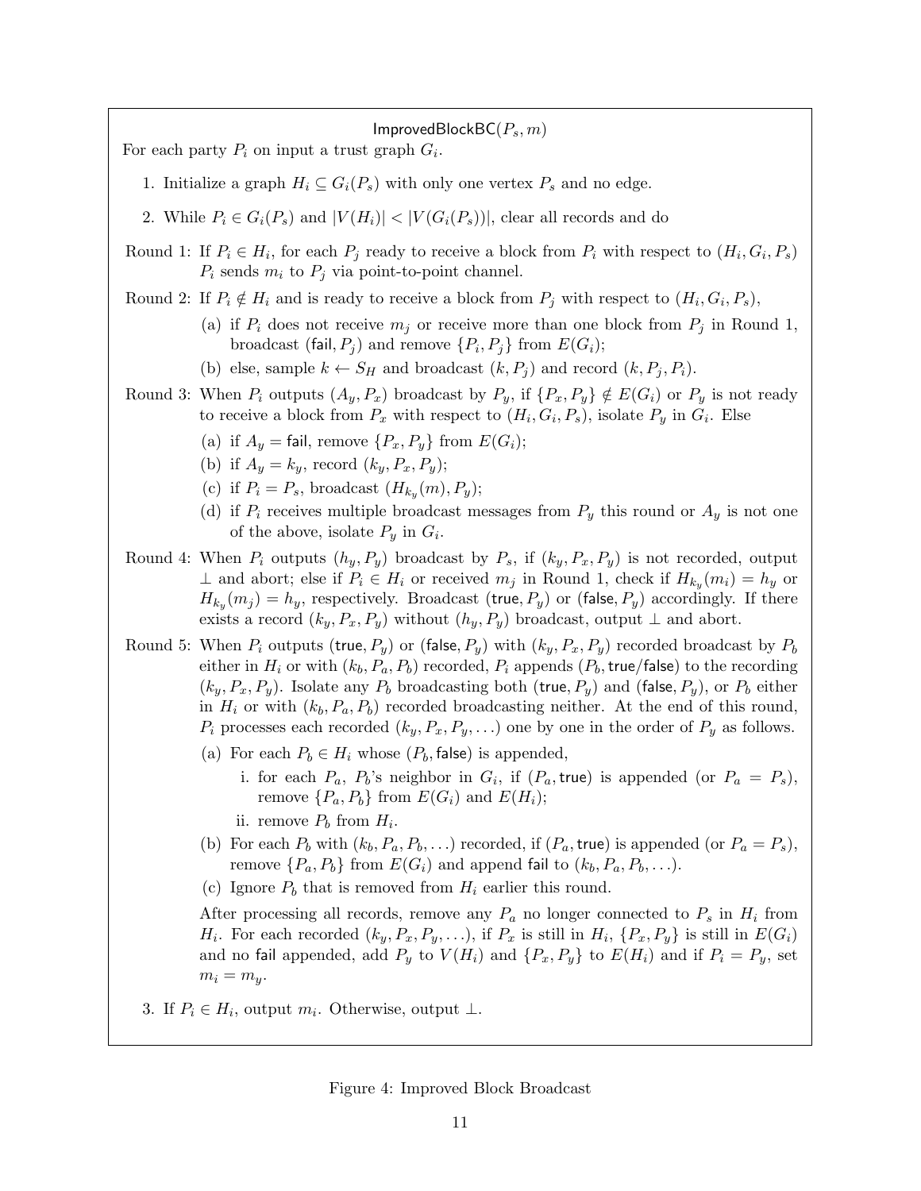$\mathsf{ImprovedBlockBC}(P_s, m)$

For each party $P_i$ on input a trust graph $G_i$.

1. Initialize a graph $H_i \subseteq G_i(P_s)$ with only one vertex $P_s$ and no edge.
2. While $P_i \in G_i(P_s)$ and $|V(H_i)| < |V(G_i(P_s))|$, clear all records and do

Round 1: If $P_i \in H_i$, for each $P_j$ ready to receive a block from $P_i$ with respect to $(H_i, G_i, P_s)$ $P_i$ sends $m_i$ to $P_j$ via point-to-point channel.

Round 2: If $P_i \notin H_i$ and is ready to receive a block from $P_j$ with respect to $(H_i, G_i, P_s)$,

- (a) if $P_i$ does not receive $m_j$ or receive more than one block from $P_j$ in Round 1, broadcast $(\mathsf{fail}, P_j)$ and remove $\{P_i, P_j\}$ from $E(G_i)$;
- (b) else, sample $k \leftarrow S_H$ and broadcast $(k, P_j)$ and record $(k, P_j, P_i)$.

Round 3: When $P_i$ outputs $(A_y, P_x)$ broadcast by $P_y$, if $\{P_x, P_y\} \notin E(G_i)$ or $P_y$ is not ready to receive a block from $P_x$ with respect to $(H_i, G_i, P_s)$, isolate $P_y$ in $G_i$. Else

- (a) if $A_y = \mathsf{fail}$, remove $\{P_x, P_y\}$ from $E(G_i)$;
- (b) if $A_y = k_y$, record $(k_y, P_x, P_y)$;
- (c) if $P_i = P_s$, broadcast $(H_{k_y}(m), P_y)$;
- (d) if $P_i$ receives multiple broadcast messages from $P_y$ this round or $A_y$ is not one of the above, isolate $P_y$ in $G_i$.

Round 4: When $P_i$ outputs $(h_y, P_y)$ broadcast by $P_s$, if $(k_y, P_x, P_y)$ is not recorded, output $\bot$ and abort; else if $P_i \in H_i$ or received $m_j$ in Round 1, check if $H_{k_y}(m_i) = h_y$ or $H_{k_y}(m_j) = h_y$, respectively. Broadcast $(\mathsf{true}, P_y)$ or $(\mathsf{false}, P_y)$ accordingly. If there exists a record $(k_y, P_x, P_y)$ without $(h_y, P_y)$ broadcast, output $\bot$ and abort.

Round 5: When $P_i$ outputs $(\mathsf{true}, P_y)$ or $(\mathsf{false}, P_y)$ with $(k_y, P_x, P_y)$ recorded broadcast by $P_b$ either in $H_i$ or with $(k_b, P_a, P_b)$ recorded, $P_i$ appends $(P_b, \mathsf{true}/\mathsf{false})$ to the recording $(k_y, P_x, P_y)$. Isolate any $P_b$ broadcasting both $(\mathsf{true}, P_y)$ and $(\mathsf{false}, P_y)$, or $P_b$ either in $H_i$ or with $(k_b, P_a, P_b)$ recorded broadcasting neither. At the end of this round, $P_i$ processes each recorded $(k_y, P_x, P_y, \ldots)$ one by one in the order of $P_y$ as follows.

- (a) For each $P_b \in H_i$ whose $(P_b, \mathsf{false})$ is appended,
  - i. for each $P_a$, $P_b$'s neighbor in $G_i$, if $(P_a, \mathsf{true})$ is appended (or $P_a = P_s$), remove $\{P_a, P_b\}$ from $E(G_i)$ and $E(H_i)$;
  - ii. remove $P_b$ from $H_i$.
- (b) For each $P_b$ with $(k_b, P_a, P_b, \ldots)$ recorded, if $(P_a, \mathsf{true})$ is appended (or $P_a = P_s$), remove $\{P_a, P_b\}$ from $E(G_i)$ and append $\mathsf{fail}$ to $(k_b, P_a, P_b, \ldots)$.
- (c) Ignore $P_b$ that is removed from $H_i$ earlier this round.

After processing all records, remove any $P_a$ no longer connected to $P_s$ in $H_i$ from $H_i$. For each recorded $(k_y, P_x, P_y, \ldots)$, if $P_x$ is still in $H_i$, $\{P_x, P_y\}$ is still in $E(G_i)$ and no $\mathsf{fail}$ appended, add $P_y$ to $V(H_i)$ and $\{P_x, P_y\}$ to $E(H_i)$ and if $P_i = P_y$, set $m_i = m_y$.

3. If $P_i \in H_i$, output $m_i$. Otherwise, output $\bot$.

Figure 4: Improved Block Broadcast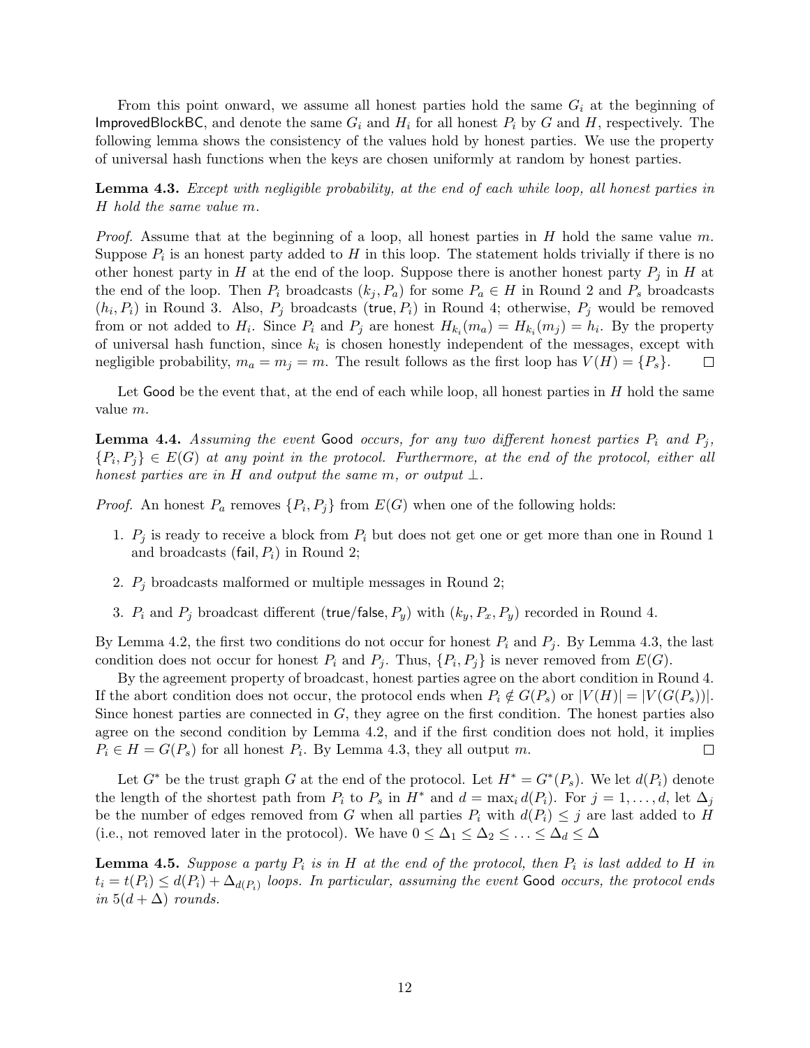From this point onward, we assume all honest parties hold the same $G_i$ at the beginning of ImprovedBlockBC, and denote the same $G_i$ and $H_i$ for all honest $P_i$ by $G$ and $H$, respectively. The following lemma shows the consistency of the values hold by honest parties. We use the property of universal hash functions when the keys are chosen uniformly at random by honest parties.

**Lemma 4.3.** *Except with negligible probability, at the end of each while loop, all honest parties in $H$ hold the same value $m$.*

*Proof.* Assume that at the beginning of a loop, all honest parties in $H$ hold the same value $m$. Suppose $P_i$ is an honest party added to $H$ in this loop. The statement holds trivially if there is no other honest party in $H$ at the end of the loop. Suppose there is another honest party $P_j$ in $H$ at the end of the loop. Then $P_i$ broadcasts $(k_j, P_a)$ for some $P_a \in H$ in Round 2 and $P_s$ broadcasts $(h_i, P_i)$ in Round 3. Also, $P_j$ broadcasts $(\mathsf{true}, P_i)$ in Round 4; otherwise, $P_j$ would be removed from or not added to $H_i$. Since $P_i$ and $P_j$ are honest $H_{k_i}(m_a) = H_{k_i}(m_j) = h_i$. By the property of universal hash function, since $k_i$ is chosen honestly independent of the messages, except with negligible probability, $m_a = m_j = m$. The result follows as the first loop has $V(H) = \{P_s\}$. ∎

Let Good be the event that, at the end of each while loop, all honest parties in $H$ hold the same value $m$.

**Lemma 4.4.** *Assuming the event* Good *occurs, for any two different honest parties $P_i$ and $P_j$, $\{P_i, P_j\} \in E(G)$ at any point in the protocol. Furthermore, at the end of the protocol, either all honest parties are in $H$ and output the same $m$, or output $\perp$.*

*Proof.* An honest $P_a$ removes $\{P_i, P_j\}$ from $E(G)$ when one of the following holds:

1. $P_j$ is ready to receive a block from $P_i$ but does not get one or get more than one in Round 1 and broadcasts $(\mathsf{fail}, P_i)$ in Round 2;
2. $P_j$ broadcasts malformed or multiple messages in Round 2;
3. $P_i$ and $P_j$ broadcast different $(\mathsf{true}/\mathsf{false}, P_y)$ with $(k_y, P_x, P_y)$ recorded in Round 4.

By Lemma 4.2, the first two conditions do not occur for honest $P_i$ and $P_j$. By Lemma 4.3, the last condition does not occur for honest $P_i$ and $P_j$. Thus, $\{P_i, P_j\}$ is never removed from $E(G)$.

By the agreement property of broadcast, honest parties agree on the abort condition in Round 4. If the abort condition does not occur, the protocol ends when $P_i \notin G(P_s)$ or $|V(H)| = |V(G(P_s))|$. Since honest parties are connected in $G$, they agree on the first condition. The honest parties also agree on the second condition by Lemma 4.2, and if the first condition does not hold, it implies $P_i \in H = G(P_s)$ for all honest $P_i$. By Lemma 4.3, they all output $m$. ∎

Let $G^*$ be the trust graph $G$ at the end of the protocol. Let $H^* = G^*(P_s)$. We let $d(P_i)$ denote the length of the shortest path from $P_i$ to $P_s$ in $H^*$ and $d = \max_i d(P_i)$. For $j = 1, \ldots, d$, let $\Delta_j$ be the number of edges removed from $G$ when all parties $P_i$ with $d(P_i) \leq j$ are last added to $H$ (i.e., not removed later in the protocol). We have $0 \leq \Delta_1 \leq \Delta_2 \leq \ldots \leq \Delta_d \leq \Delta$

**Lemma 4.5.** *Suppose a party $P_i$ is in $H$ at the end of the protocol, then $P_i$ is last added to $H$ in $t_i = t(P_i) \leq d(P_i) + \Delta_{d(P_i)}$ loops. In particular, assuming the event* Good *occurs, the protocol ends in $5(d + \Delta)$ rounds.*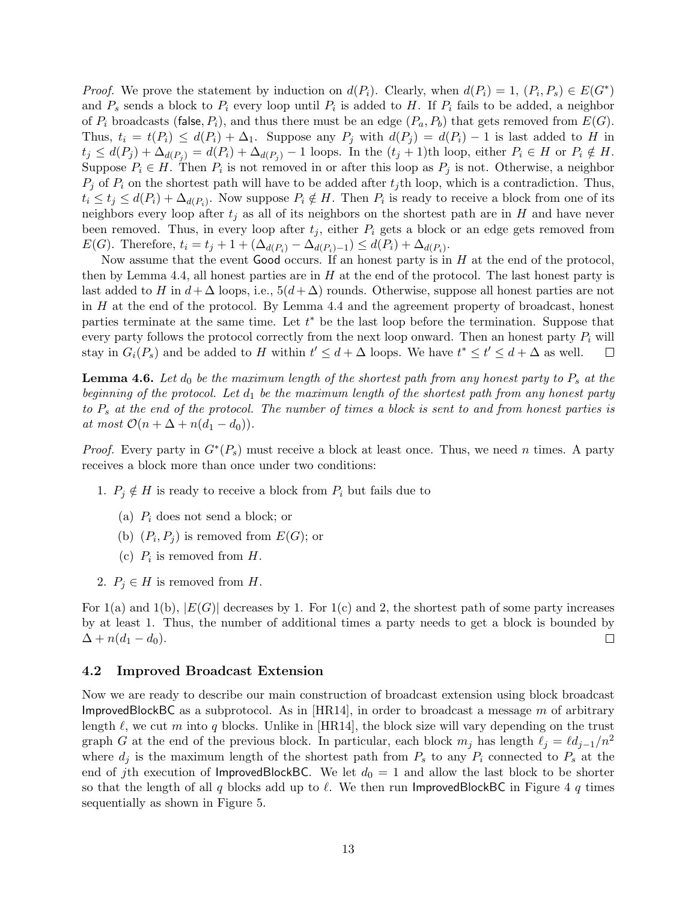*Proof.* We prove the statement by induction on $d(P_i)$. Clearly, when $d(P_i) = 1$, $(P_i, P_s) \in E(G^*)$ and $P_s$ sends a block to $P_i$ every loop until $P_i$ is added to $H$. If $P_i$ fails to be added, a neighbor of $P_i$ broadcasts $(\mathsf{false}, P_i)$, and thus there must be an edge $(P_a, P_b)$ that gets removed from $E(G)$. Thus, $t_i = t(P_i) \leq d(P_i) + \Delta_1$. Suppose any $P_j$ with $d(P_j) = d(P_i) - 1$ is last added to $H$ in $t_j \leq d(P_j) + \Delta_{d(P_j)} = d(P_i) + \Delta_{d(P_j)} - 1$ loops. In the $(t_j + 1)$th loop, either $P_i \in H$ or $P_i \notin H$. Suppose $P_i \in H$. Then $P_i$ is not removed in or after this loop as $P_j$ is not. Otherwise, a neighbor $P_j$ of $P_i$ on the shortest path will have to be added after $t_j$th loop, which is a contradiction. Thus, $t_i \leq t_j \leq d(P_i) + \Delta_{d(P_i)}$. Now suppose $P_i \notin H$. Then $P_i$ is ready to receive a block from one of its neighbors every loop after $t_j$ as all of its neighbors on the shortest path are in $H$ and have never been removed. Thus, in every loop after $t_j$, either $P_i$ gets a block or an edge gets removed from $E(G)$. Therefore, $t_i = t_j + 1 + (\Delta_{d(P_i)} - \Delta_{d(P_i)-1}) \leq d(P_i) + \Delta_{d(P_i)}$.

Now assume that the event $\mathsf{Good}$ occurs. If an honest party is in $H$ at the end of the protocol, then by Lemma 4.4, all honest parties are in $H$ at the end of the protocol. The last honest party is last added to $H$ in $d + \Delta$ loops, i.e., $5(d + \Delta)$ rounds. Otherwise, suppose all honest parties are not in $H$ at the end of the protocol. By Lemma 4.4 and the agreement property of broadcast, honest parties terminate at the same time. Let $t^*$ be the last loop before the termination. Suppose that every party follows the protocol correctly from the next loop onward. Then an honest party $P_i$ will stay in $G_i(P_s)$ and be added to $H$ within $t' \leq d + \Delta$ loops. We have $t^* \leq t' \leq d + \Delta$ as well. $\square$

**Lemma 4.6.** *Let $d_0$ be the maximum length of the shortest path from any honest party to $P_s$ at the beginning of the protocol. Let $d_1$ be the maximum length of the shortest path from any honest party to $P_s$ at the end of the protocol. The number of times a block is sent to and from honest parties is at most $\mathcal{O}(n + \Delta + n(d_1 - d_0))$.*

*Proof.* Every party in $G^*(P_s)$ must receive a block at least once. Thus, we need $n$ times. A party receives a block more than once under two conditions:

1. $P_j \notin H$ is ready to receive a block from $P_i$ but fails due to
   (a) $P_i$ does not send a block; or
   (b) $(P_i, P_j)$ is removed from $E(G)$; or
   (c) $P_i$ is removed from $H$.
2. $P_j \in H$ is removed from $H$.

For 1(a) and 1(b), $|E(G)|$ decreases by 1. For 1(c) and 2, the shortest path of some party increases by at least 1. Thus, the number of additional times a party needs to get a block is bounded by $\Delta + n(d_1 - d_0)$. $\square$

## 4.2 Improved Broadcast Extension

Now we are ready to describe our main construction of broadcast extension using block broadcast $\mathsf{ImprovedBlockBC}$ as a subprotocol. As in [HR14], in order to broadcast a message $m$ of arbitrary length $\ell$, we cut $m$ into $q$ blocks. Unlike in [HR14], the block size will vary depending on the trust graph $G$ at the end of the previous block. In particular, each block $m_j$ has length $\ell_j = \ell d_{j-1}/n^2$ where $d_j$ is the maximum length of the shortest path from $P_s$ to any $P_i$ connected to $P_s$ at the end of $j$th execution of $\mathsf{ImprovedBlockBC}$. We let $d_0 = 1$ and allow the last block to be shorter so that the length of all $q$ blocks add up to $\ell$. We then run $\mathsf{ImprovedBlockBC}$ in Figure 4 $q$ times sequentially as shown in Figure 5.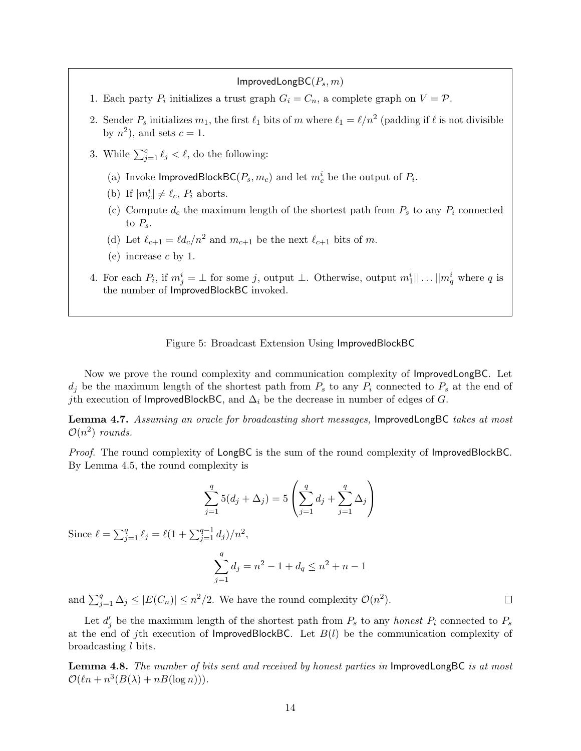**ImprovedLongBC$(P_s, m)$**

1. Each party $P_i$ initializes a trust graph $G_i = C_n$, a complete graph on $V = \mathcal{P}$.
2. Sender $P_s$ initializes $m_1$, the first $\ell_1$ bits of $m$ where $\ell_1 = \ell/n^2$ (padding if $\ell$ is not divisible by $n^2$), and sets $c = 1$.
3. While $\sum_{j=1}^{c} \ell_j < \ell$, do the following:
   (a) Invoke ImprovedBlockBC$(P_s, m_c)$ and let $m_c^i$ be the output of $P_i$.
   (b) If $|m_c^i| \neq \ell_c$, $P_i$ aborts.
   (c) Compute $d_c$ the maximum length of the shortest path from $P_s$ to any $P_i$ connected to $P_s$.
   (d) Let $\ell_{c+1} = \ell d_c / n^2$ and $m_{c+1}$ be the next $\ell_{c+1}$ bits of $m$.
   (e) increase $c$ by 1.
4. For each $P_i$, if $m_j^i = \perp$ for some $j$, output $\perp$. Otherwise, output $m_1^i || \ldots || m_q^i$ where $q$ is the number of ImprovedBlockBC invoked.

Figure 5: Broadcast Extension Using ImprovedBlockBC

Now we prove the round complexity and communication complexity of ImprovedLongBC. Let $d_j$ be the maximum length of the shortest path from $P_s$ to any $P_i$ connected to $P_s$ at the end of $j$th execution of ImprovedBlockBC, and $\Delta_i$ be the decrease in number of edges of $G$.

**Lemma 4.7.** *Assuming an oracle for broadcasting short messages,* ImprovedLongBC *takes at most* $\mathcal{O}(n^2)$ *rounds.*

*Proof.* The round complexity of LongBC is the sum of the round complexity of ImprovedBlockBC. By Lemma 4.5, the round complexity is

$$\sum_{j=1}^{q} 5(d_j + \Delta_j) = 5\left(\sum_{j=1}^{q} d_j + \sum_{j=1}^{q} \Delta_j\right)$$

Since $\ell = \sum_{j=1}^{q} \ell_j = \ell(1 + \sum_{j=1}^{q-1} d_j)/n^2$,

$$\sum_{j=1}^{q} d_j = n^2 - 1 + d_q \leq n^2 + n - 1$$

and $\sum_{j=1}^{q} \Delta_j \leq |E(C_n)| \leq n^2/2$. We have the round complexity $\mathcal{O}(n^2)$. □

Let $d_j'$ be the maximum length of the shortest path from $P_s$ to any *honest* $P_i$ connected to $P_s$ at the end of $j$th execution of ImprovedBlockBC. Let $B(l)$ be the communication complexity of broadcasting $l$ bits.

**Lemma 4.8.** *The number of bits sent and received by honest parties in* ImprovedLongBC *is at most* $\mathcal{O}(\ell n + n^3(B(\lambda) + nB(\log n)))$.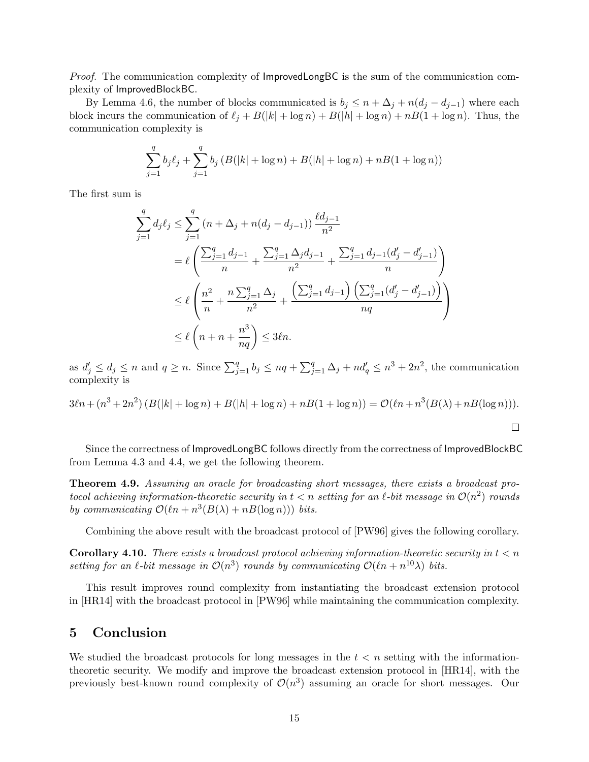*Proof.* The communication complexity of ImprovedLongBC is the sum of the communication complexity of ImprovedBlockBC.

By Lemma 4.6, the number of blocks communicated is $b_j \leq n + \Delta_j + n(d_j - d_{j-1})$ where each block incurs the communication of $\ell_j + B(|k| + \log n) + B(|h| + \log n) + nB(1 + \log n)$. Thus, the communication complexity is

$$\sum_{j=1}^{q} b_j \ell_j + \sum_{j=1}^{q} b_j \left(B(|k| + \log n) + B(|h| + \log n) + nB(1 + \log n)\right)$$

The first sum is

$$\begin{aligned}
\sum_{j=1}^{q} d_j \ell_j &\leq \sum_{j=1}^{q} (n + \Delta_j + n(d_j - d_{j-1})) \frac{\ell d_{j-1}}{n^2} \\
&= \ell \left( \frac{\sum_{j=1}^{q} d_{j-1}}{n} + \frac{\sum_{j=1}^{q} \Delta_j d_{j-1}}{n^2} + \frac{\sum_{j=1}^{q} d_{j-1}(d'_j - d'_{j-1})}{n} \right) \\
&\leq \ell \left( \frac{n^2}{n} + \frac{n \sum_{j=1}^{q} \Delta_j}{n^2} + \frac{\left(\sum_{j=1}^{q} d_{j-1}\right)\left(\sum_{j=1}^{q} (d'_j - d'_{j-1})\right)}{nq} \right) \\
&\leq \ell \left( n + n + \frac{n^3}{nq} \right) \leq 3\ell n.
\end{aligned}$$

as $d'_j \leq d_j \leq n$ and $q \geq n$. Since $\sum_{j=1}^{q} b_j \leq nq + \sum_{j=1}^{q} \Delta_j + nd'_q \leq n^3 + 2n^2$, the communication complexity is

$$3\ell n + (n^3 + 2n^2)\left(B(|k| + \log n) + B(|h| + \log n) + nB(1 + \log n)\right) = \mathcal{O}(\ell n + n^3(B(\lambda) + nB(\log n))).$$

□

Since the correctness of ImprovedLongBC follows directly from the correctness of ImprovedBlockBC from Lemma 4.3 and 4.4, we get the following theorem.

**Theorem 4.9.** *Assuming an oracle for broadcasting short messages, there exists a broadcast protocol achieving information-theoretic security in $t < n$ setting for an $\ell$-bit message in $\mathcal{O}(n^2)$ rounds by communicating $\mathcal{O}(\ell n + n^3(B(\lambda) + nB(\log n)))$ bits.*

Combining the above result with the broadcast protocol of [PW96] gives the following corollary.

**Corollary 4.10.** *There exists a broadcast protocol achieving information-theoretic security in $t < n$ setting for an $\ell$-bit message in $\mathcal{O}(n^3)$ rounds by communicating $\mathcal{O}(\ell n + n^{10}\lambda)$ bits.*

This result improves round complexity from instantiating the broadcast extension protocol in [HR14] with the broadcast protocol in [PW96] while maintaining the communication complexity.

## 5 Conclusion

We studied the broadcast protocols for long messages in the $t < n$ setting with the information-theoretic security. We modify and improve the broadcast extension protocol in [HR14], with the previously best-known round complexity of $\mathcal{O}(n^3)$ assuming an oracle for short messages. Our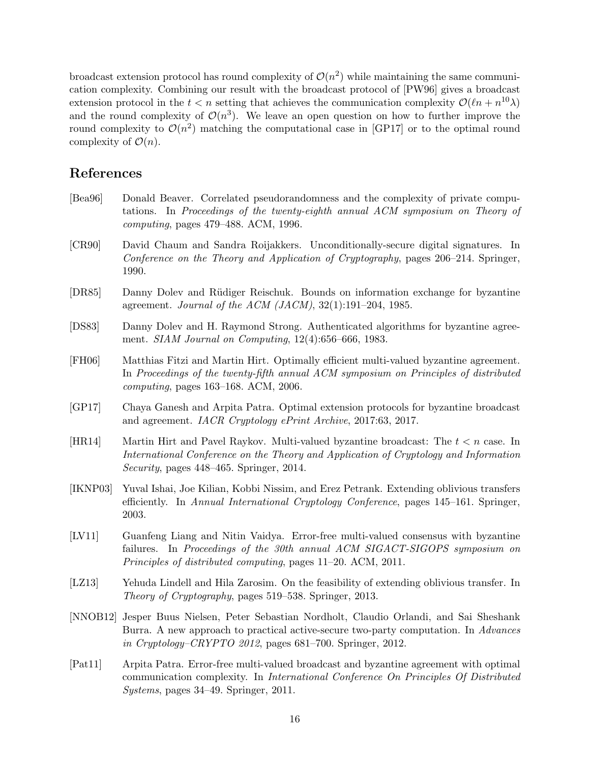broadcast extension protocol has round complexity of $\mathcal{O}(n^2)$ while maintaining the same communication complexity. Combining our result with the broadcast protocol of [PW96] gives a broadcast extension protocol in the $t < n$ setting that achieves the communication complexity $\mathcal{O}(\ell n + n^{10}\lambda)$ and the round complexity of $\mathcal{O}(n^3)$. We leave an open question on how to further improve the round complexity to $\mathcal{O}(n^2)$ matching the computational case in [GP17] or to the optimal round complexity of $\mathcal{O}(n)$.

## References

- [Bea96] Donald Beaver. Correlated pseudorandomness and the complexity of private computations. In *Proceedings of the twenty-eighth annual ACM symposium on Theory of computing*, pages 479–488. ACM, 1996.
- [CR90] David Chaum and Sandra Roijakkers. Unconditionally-secure digital signatures. In *Conference on the Theory and Application of Cryptography*, pages 206–214. Springer, 1990.
- [DR85] Danny Dolev and Rüdiger Reischuk. Bounds on information exchange for byzantine agreement. *Journal of the ACM (JACM)*, 32(1):191–204, 1985.
- [DS83] Danny Dolev and H. Raymond Strong. Authenticated algorithms for byzantine agreement. *SIAM Journal on Computing*, 12(4):656–666, 1983.
- [FH06] Matthias Fitzi and Martin Hirt. Optimally efficient multi-valued byzantine agreement. In *Proceedings of the twenty-fifth annual ACM symposium on Principles of distributed computing*, pages 163–168. ACM, 2006.
- [GP17] Chaya Ganesh and Arpita Patra. Optimal extension protocols for byzantine broadcast and agreement. *IACR Cryptology ePrint Archive*, 2017:63, 2017.
- [HR14] Martin Hirt and Pavel Raykov. Multi-valued byzantine broadcast: The $t < n$ case. In *International Conference on the Theory and Application of Cryptology and Information Security*, pages 448–465. Springer, 2014.
- [IKNP03] Yuval Ishai, Joe Kilian, Kobbi Nissim, and Erez Petrank. Extending oblivious transfers efficiently. In *Annual International Cryptology Conference*, pages 145–161. Springer, 2003.
- [LV11] Guanfeng Liang and Nitin Vaidya. Error-free multi-valued consensus with byzantine failures. In *Proceedings of the 30th annual ACM SIGACT-SIGOPS symposium on Principles of distributed computing*, pages 11–20. ACM, 2011.
- [LZ13] Yehuda Lindell and Hila Zarosim. On the feasibility of extending oblivious transfer. In *Theory of Cryptography*, pages 519–538. Springer, 2013.
- [NNOB12] Jesper Buus Nielsen, Peter Sebastian Nordholt, Claudio Orlandi, and Sai Sheshank Burra. A new approach to practical active-secure two-party computation. In *Advances in Cryptology–CRYPTO 2012*, pages 681–700. Springer, 2012.
- [Pat11] Arpita Patra. Error-free multi-valued broadcast and byzantine agreement with optimal communication complexity. In *International Conference On Principles Of Distributed Systems*, pages 34–49. Springer, 2011.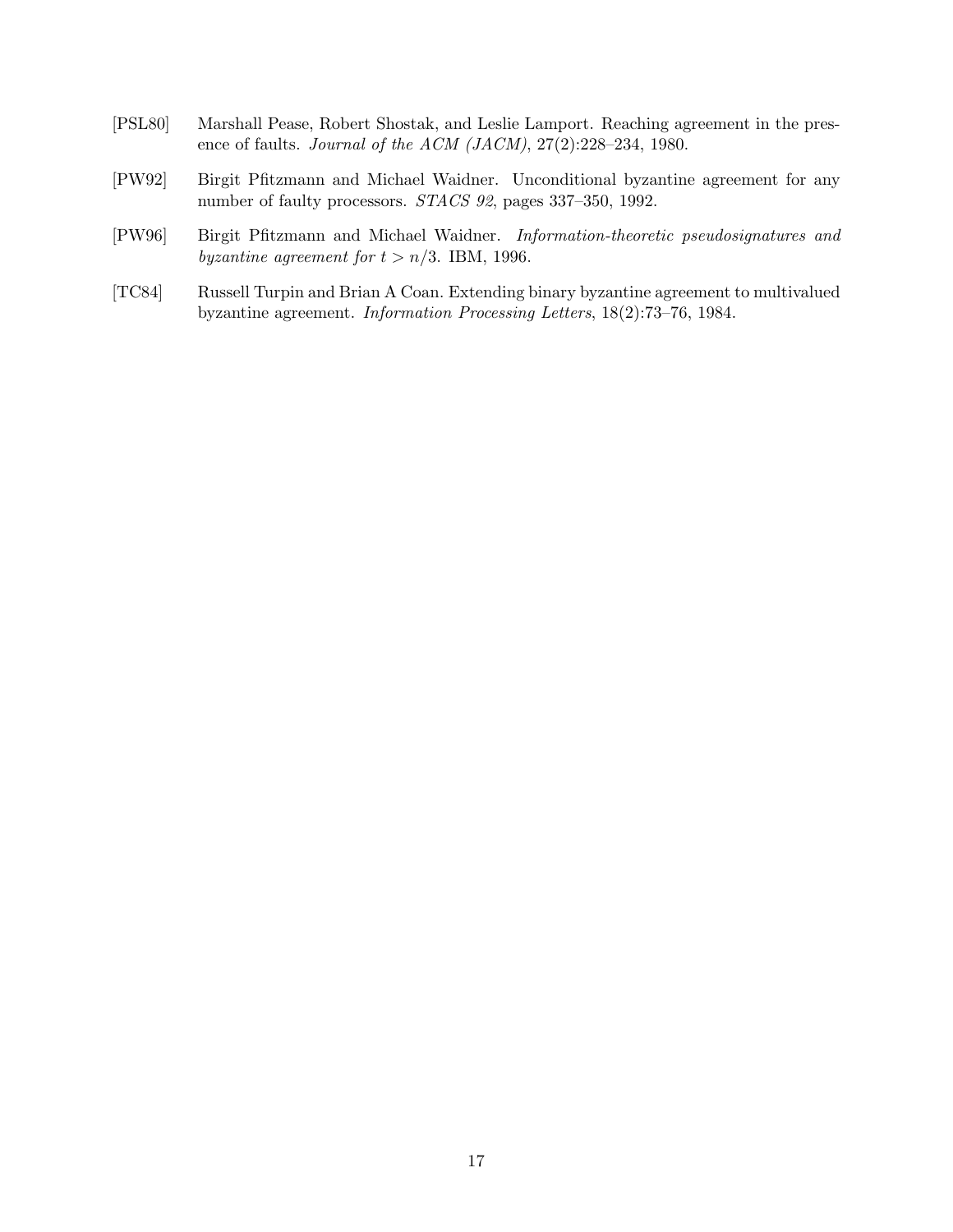[PSL80] Marshall Pease, Robert Shostak, and Leslie Lamport. Reaching agreement in the presence of faults. *Journal of the ACM (JACM)*, 27(2):228–234, 1980.

[PW92] Birgit Pfitzmann and Michael Waidner. Unconditional byzantine agreement for any number of faulty processors. *STACS 92*, pages 337–350, 1992.

[PW96] Birgit Pfitzmann and Michael Waidner. *Information-theoretic pseudosignatures and byzantine agreement for $t > n/3$*. IBM, 1996.

[TC84] Russell Turpin and Brian A Coan. Extending binary byzantine agreement to multivalued byzantine agreement. *Information Processing Letters*, 18(2):73–76, 1984.